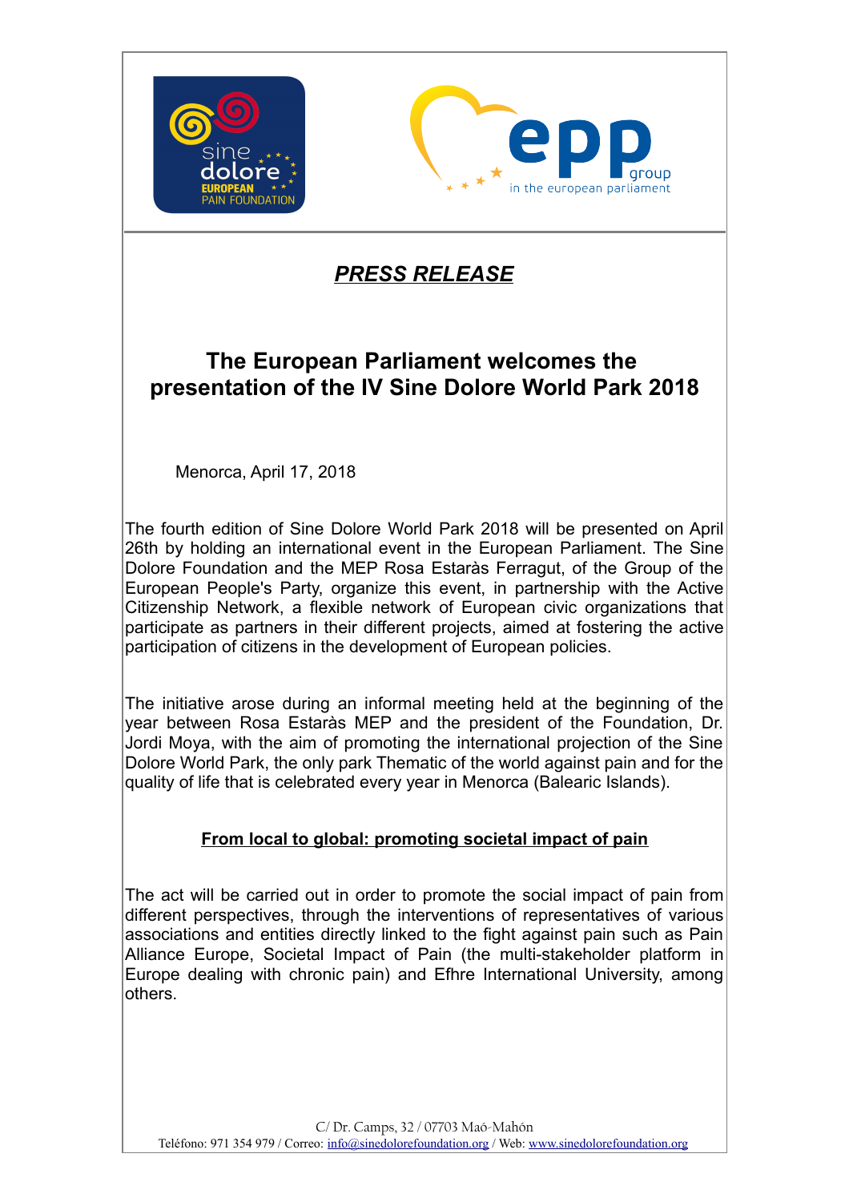***PRESS RELEASE***

# The European Parliament welcomes the presentation of the IV Sine Dolore World Park 2018

Menorca, April 17, 2018

The fourth edition of Sine Dolore World Park 2018 will be presented on April 26th by holding an international event in the European Parliament. The Sine Dolore Foundation and the MEP Rosa Estaràs Ferragut, of the Group of the European People's Party, organize this event, in partnership with the Active Citizenship Network, a flexible network of European civic organizations that participate as partners in their different projects, aimed at fostering the active participation of citizens in the development of European policies.

The initiative arose during an informal meeting held at the beginning of the year between Rosa Estaràs MEP and the president of the Foundation, Dr. Jordi Moya, with the aim of promoting the international projection of the Sine Dolore World Park, the only park Thematic of the world against pain and for the quality of life that is celebrated every year in Menorca (Balearic Islands).

## From local to global: promoting societal impact of pain

The act will be carried out in order to promote the social impact of pain from different perspectives, through the interventions of representatives of various associations and entities directly linked to the fight against pain such as Pain Alliance Europe, Societal Impact of Pain (the multi-stakeholder platform in Europe dealing with chronic pain) and Efhre International University, among others.

C/ Dr. Camps, 32 / 07703 Maó-Mahón
Teléfono: 971 354 979 / Correo: info@sinedolorefoundation.org / Web: www.sinedolorefoundation.org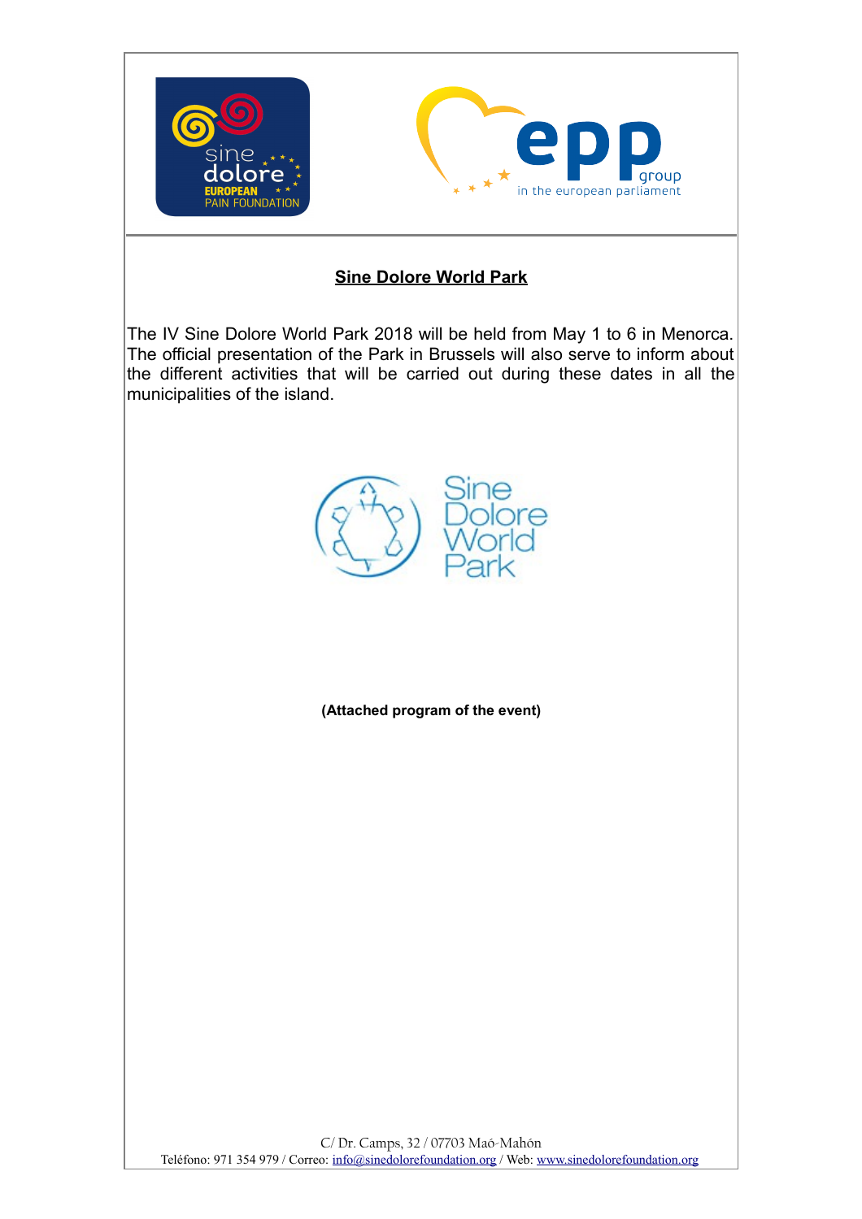## Sine Dolore World Park

The IV Sine Dolore World Park 2018 will be held from May 1 to 6 in Menorca. The official presentation of the Park in Brussels will also serve to inform about the different activities that will be carried out during these dates in all the municipalities of the island.

**(Attached program of the event)**

C/ Dr. Camps, 32 / 07703 Maó-Mahón
Teléfono: 971 354 979 / Correo: info@sinedolorefoundation.org / Web: www.sinedolorefoundation.org